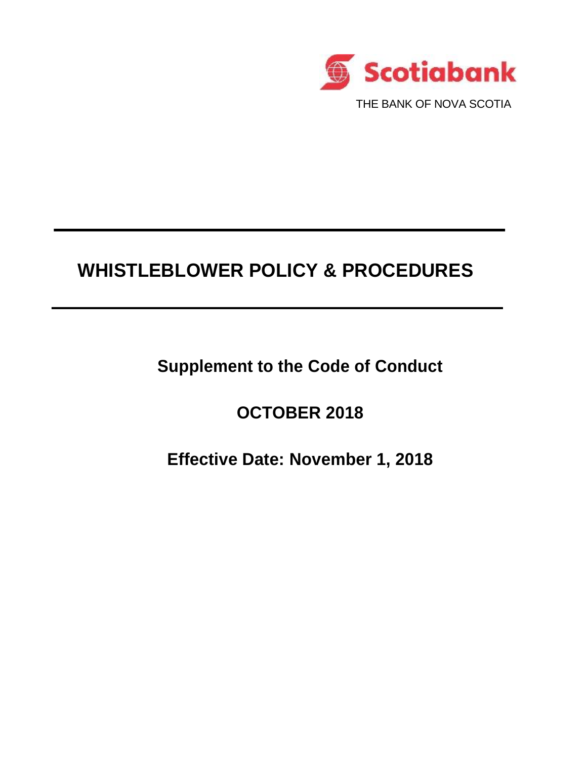Scotiabank

THE BANK OF NOVA SCOTIA

# WHISTLEBLOWER POLICY & PROCEDURES

**Supplement to the Code of Conduct**

**OCTOBER 2018**

**Effective Date: November 1, 2018**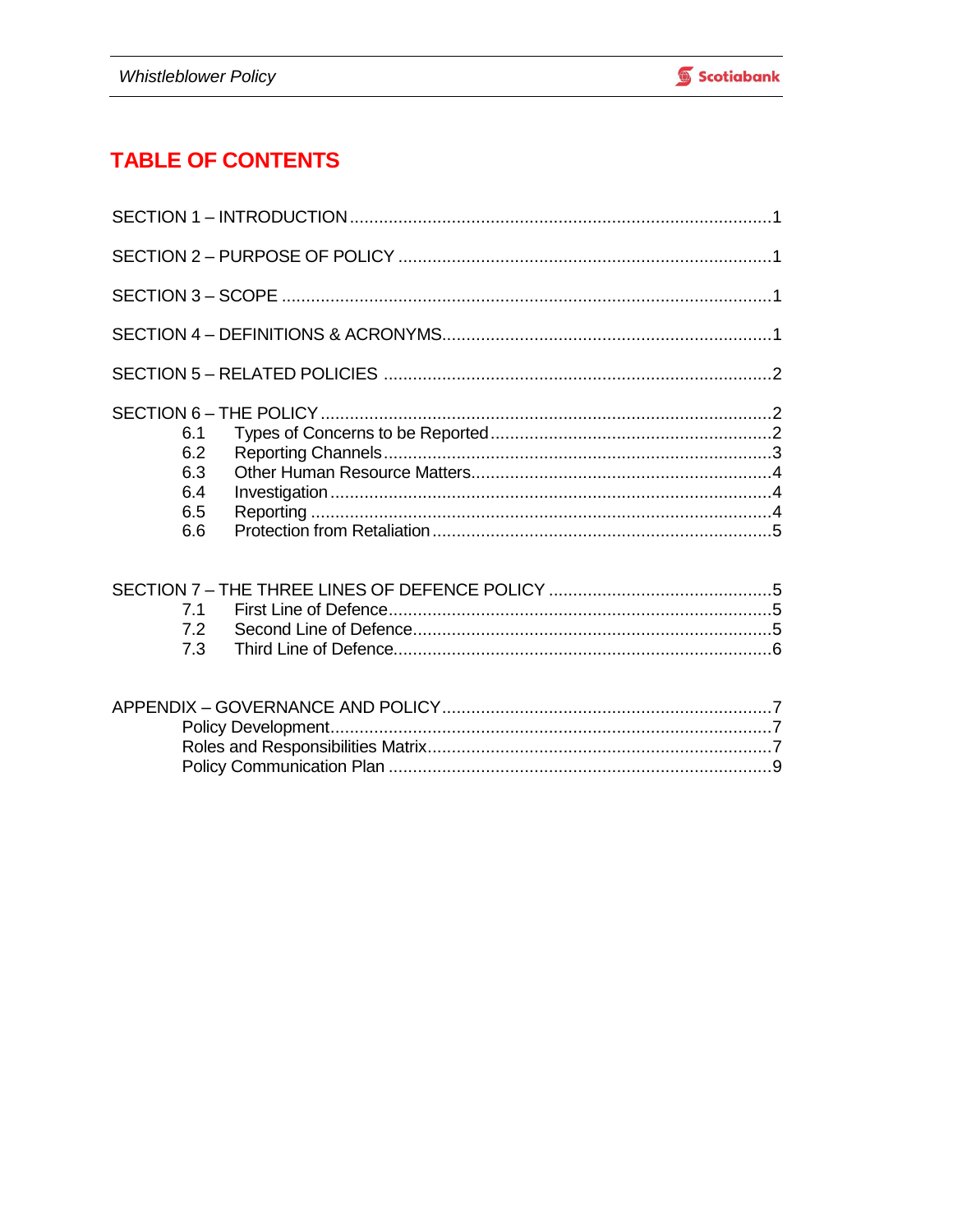# TABLE OF CONTENTS

SECTION 1 – INTRODUCTION ....................................................................................1

SECTION 2 – PURPOSE OF POLICY ..........................................................................1

SECTION 3 – SCOPE ..................................................................................................1

SECTION 4 – DEFINITIONS & ACRONYMS..................................................................1

SECTION 5 – RELATED POLICIES ............................................................................2

SECTION 6 – THE POLICY ..........................................................................................2
- 6.1 Types of Concerns to be Reported ........................................................2
- 6.2 Reporting Channels ..............................................................................3
- 6.3 Other Human Resource Matters............................................................4
- 6.4 Investigation ........................................................................................4
- 6.5 Reporting ............................................................................................4
- 6.6 Protection from Retaliation ....................................................................5

SECTION 7 – THE THREE LINES OF DEFENCE POLICY ............................................5
- 7.1 First Line of Defence..............................................................................5
- 7.2 Second Line of Defence.........................................................................5
- 7.3 Third Line of Defence.............................................................................6

APPENDIX – GOVERNANCE AND POLICY ..................................................................7
- Policy Development.........................................................................................7
- Roles and Responsibilities Matrix.....................................................................7
- Policy Communication Plan ..............................................................................9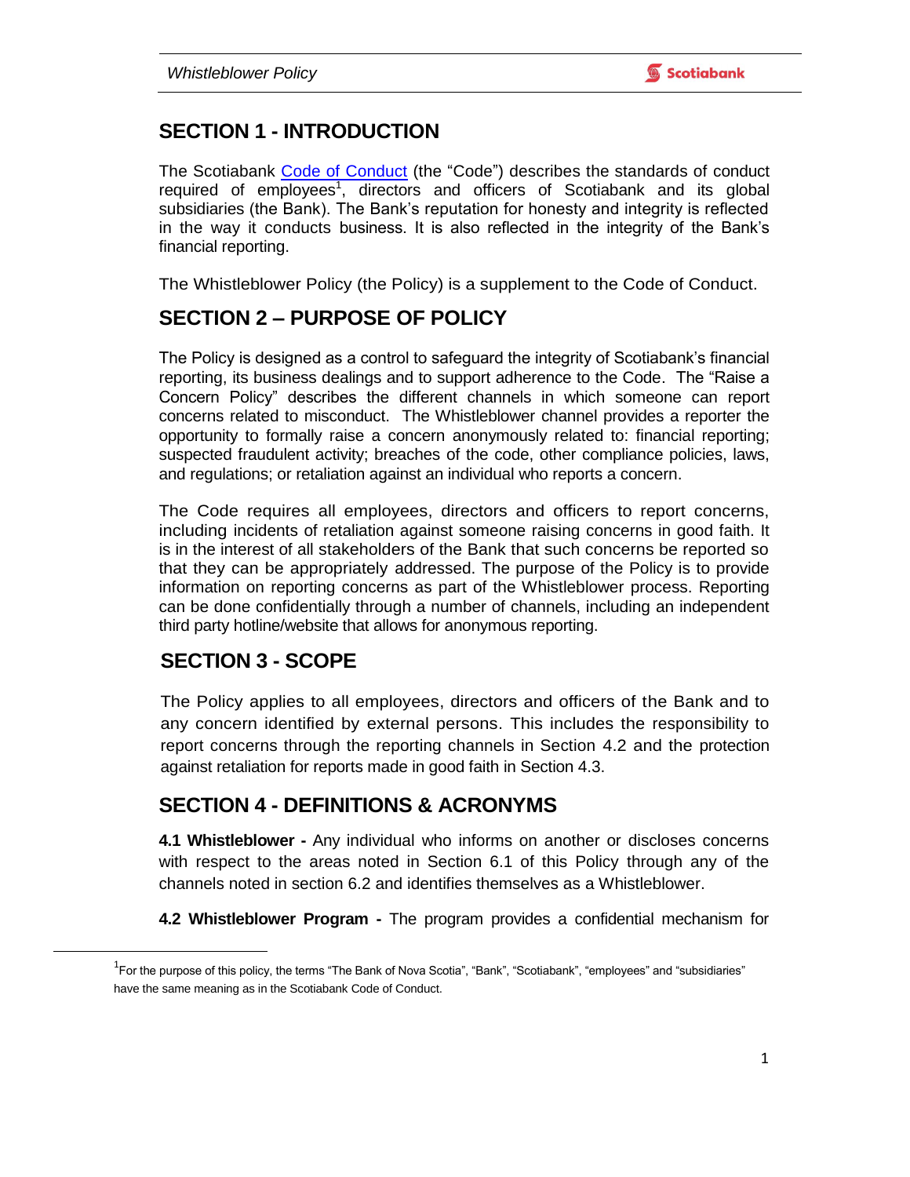## SECTION 1 - INTRODUCTION

The Scotiabank Code of Conduct (the "Code") describes the standards of conduct required of employees[1], directors and officers of Scotiabank and its global subsidiaries (the Bank). The Bank's reputation for honesty and integrity is reflected in the way it conducts business. It is also reflected in the integrity of the Bank's financial reporting.

The Whistleblower Policy (the Policy) is a supplement to the Code of Conduct.

## SECTION 2 – PURPOSE OF POLICY

The Policy is designed as a control to safeguard the integrity of Scotiabank's financial reporting, its business dealings and to support adherence to the Code. The "Raise a Concern Policy" describes the different channels in which someone can report concerns related to misconduct. The Whistleblower channel provides a reporter the opportunity to formally raise a concern anonymously related to: financial reporting; suspected fraudulent activity; breaches of the code, other compliance policies, laws, and regulations; or retaliation against an individual who reports a concern.

The Code requires all employees, directors and officers to report concerns, including incidents of retaliation against someone raising concerns in good faith. It is in the interest of all stakeholders of the Bank that such concerns be reported so that they can be appropriately addressed. The purpose of the Policy is to provide information on reporting concerns as part of the Whistleblower process. Reporting can be done confidentially through a number of channels, including an independent third party hotline/website that allows for anonymous reporting.

## SECTION 3 - SCOPE

The Policy applies to all employees, directors and officers of the Bank and to any concern identified by external persons. This includes the responsibility to report concerns through the reporting channels in Section 4.2 and the protection against retaliation for reports made in good faith in Section 4.3.

## SECTION 4 - DEFINITIONS & ACRONYMS

**4.1 Whistleblower -** Any individual who informs on another or discloses concerns with respect to the areas noted in Section 6.1 of this Policy through any of the channels noted in section 6.2 and identifies themselves as a Whistleblower.

**4.2 Whistleblower Program -** The program provides a confidential mechanism for

[1] For the purpose of this policy, the terms "The Bank of Nova Scotia", "Bank", "Scotiabank", "employees" and "subsidiaries" have the same meaning as in the Scotiabank Code of Conduct.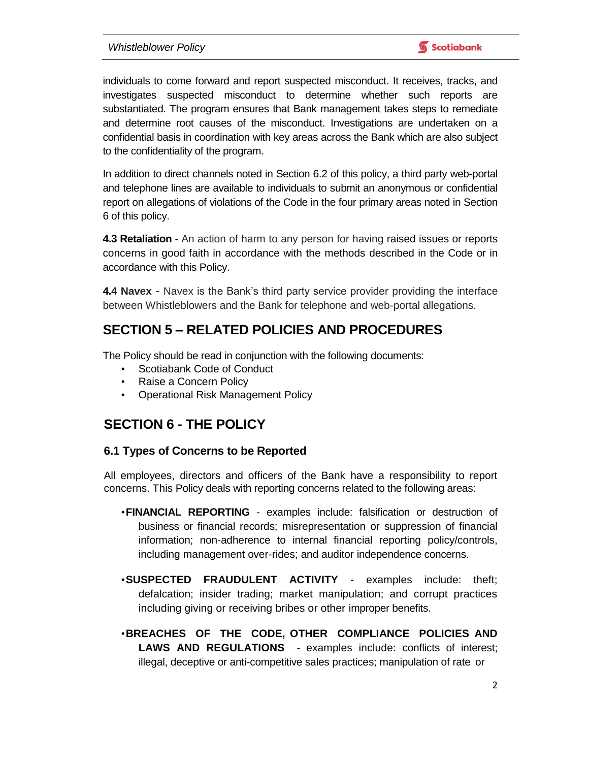individuals to come forward and report suspected misconduct. It receives, tracks, and investigates suspected misconduct to determine whether such reports are substantiated. The program ensures that Bank management takes steps to remediate and determine root causes of the misconduct. Investigations are undertaken on a confidential basis in coordination with key areas across the Bank which are also subject to the confidentiality of the program.

In addition to direct channels noted in Section 6.2 of this policy, a third party web-portal and telephone lines are available to individuals to submit an anonymous or confidential report on allegations of violations of the Code in the four primary areas noted in Section 6 of this policy.

**4.3 Retaliation -** An action of harm to any person for having raised issues or reports concerns in good faith in accordance with the methods described in the Code or in accordance with this Policy.

**4.4 Navex** - Navex is the Bank's third party service provider providing the interface between Whistleblowers and the Bank for telephone and web-portal allegations.

## SECTION 5 – RELATED POLICIES AND PROCEDURES

The Policy should be read in conjunction with the following documents:

- Scotiabank Code of Conduct
- Raise a Concern Policy
- Operational Risk Management Policy

## SECTION 6 - THE POLICY

### 6.1 Types of Concerns to be Reported

All employees, directors and officers of the Bank have a responsibility to report concerns. This Policy deals with reporting concerns related to the following areas:

- **FINANCIAL REPORTING** - examples include: falsification or destruction of business or financial records; misrepresentation or suppression of financial information; non-adherence to internal financial reporting policy/controls, including management over-rides; and auditor independence concerns.

- **SUSPECTED FRAUDULENT ACTIVITY** - examples include: theft; defalcation; insider trading; market manipulation; and corrupt practices including giving or receiving bribes or other improper benefits.

- **BREACHES OF THE CODE, OTHER COMPLIANCE POLICIES AND LAWS AND REGULATIONS** - examples include: conflicts of interest; illegal, deceptive or anti-competitive sales practices; manipulation of rate or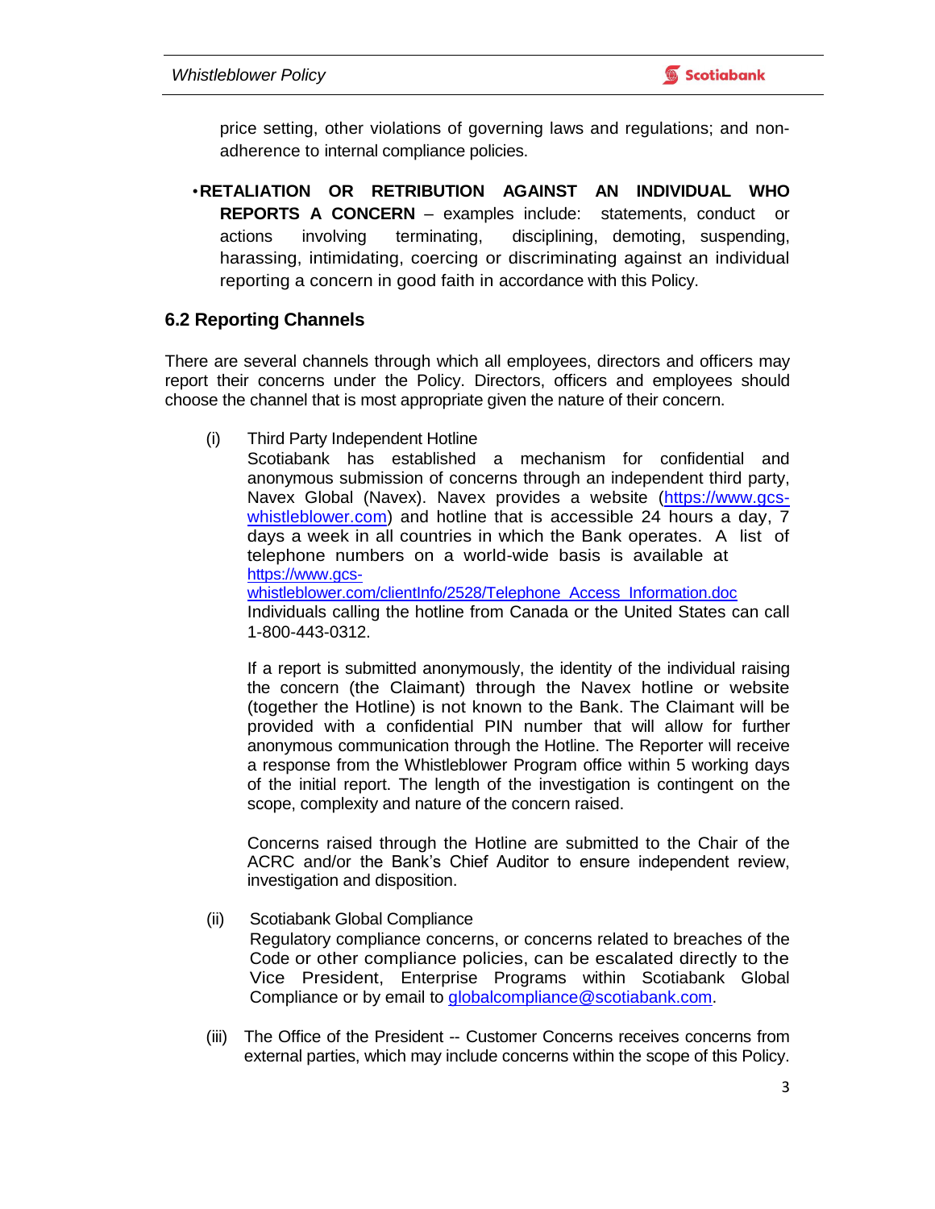price setting, other violations of governing laws and regulations; and non-adherence to internal compliance policies.

- **RETALIATION OR RETRIBUTION AGAINST AN INDIVIDUAL WHO REPORTS A CONCERN** – examples include: statements, conduct or actions involving terminating, disciplining, demoting, suspending, harassing, intimidating, coercing or discriminating against an individual reporting a concern in good faith in accordance with this Policy.

## 6.2 Reporting Channels

There are several channels through which all employees, directors and officers may report their concerns under the Policy. Directors, officers and employees should choose the channel that is most appropriate given the nature of their concern.

(i) Third Party Independent Hotline
Scotiabank has established a mechanism for confidential and anonymous submission of concerns through an independent third party, Navex Global (Navex). Navex provides a website (https://www.gcs-whistleblower.com) and hotline that is accessible 24 hours a day, 7 days a week in all countries in which the Bank operates. A list of telephone numbers on a world-wide basis is available at https://www.gcs-whistleblower.com/clientInfo/2528/Telephone_Access_Information.doc
Individuals calling the hotline from Canada or the United States can call 1-800-443-0312.

If a report is submitted anonymously, the identity of the individual raising the concern (the Claimant) through the Navex hotline or website (together the Hotline) is not known to the Bank. The Claimant will be provided with a confidential PIN number that will allow for further anonymous communication through the Hotline. The Reporter will receive a response from the Whistleblower Program office within 5 working days of the initial report. The length of the investigation is contingent on the scope, complexity and nature of the concern raised.

Concerns raised through the Hotline are submitted to the Chair of the ACRC and/or the Bank's Chief Auditor to ensure independent review, investigation and disposition.

(ii) Scotiabank Global Compliance
Regulatory compliance concerns, or concerns related to breaches of the Code or other compliance policies, can be escalated directly to the Vice President, Enterprise Programs within Scotiabank Global Compliance or by email to globalcompliance@scotiabank.com.

(iii) The Office of the President -- Customer Concerns receives concerns from external parties, which may include concerns within the scope of this Policy.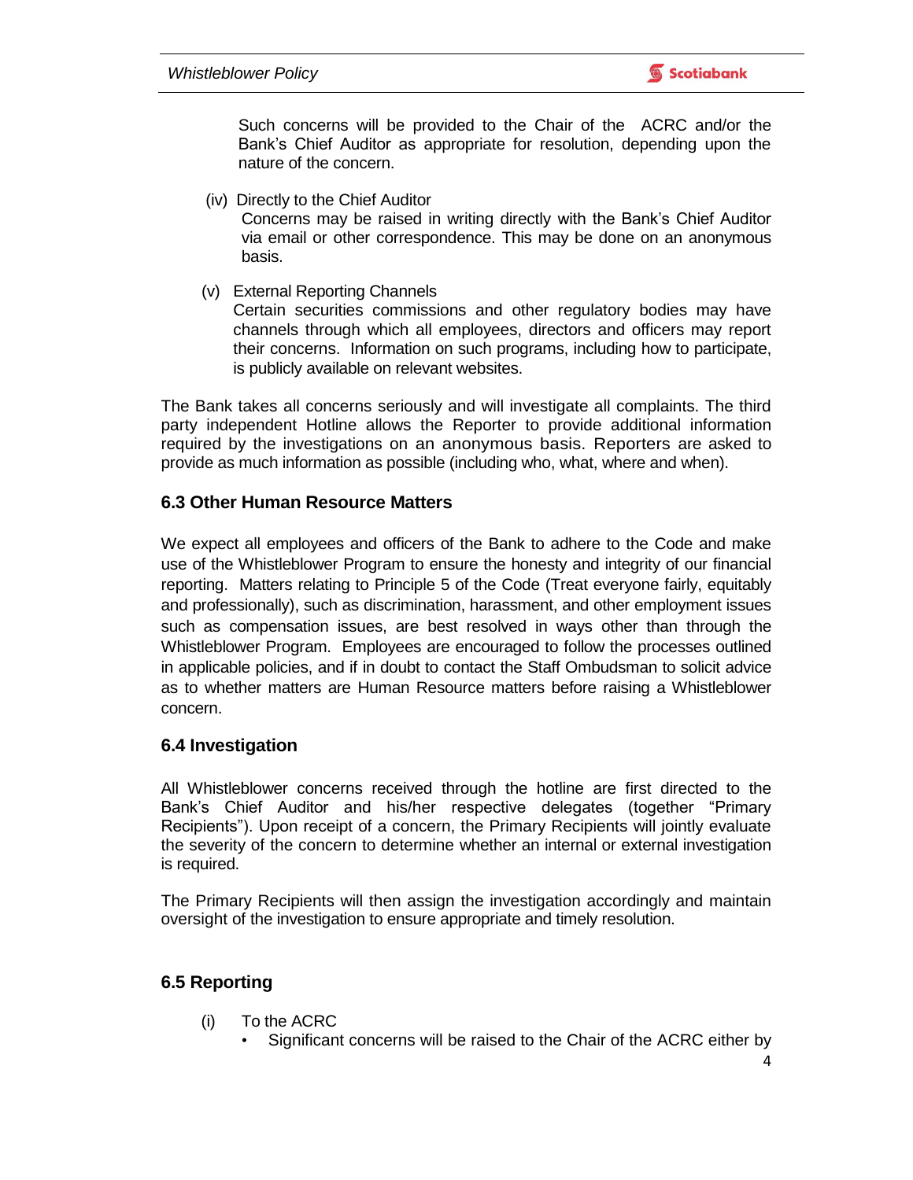Such concerns will be provided to the Chair of the ACRC and/or the Bank's Chief Auditor as appropriate for resolution, depending upon the nature of the concern.

(iv) Directly to the Chief Auditor

Concerns may be raised in writing directly with the Bank's Chief Auditor via email or other correspondence. This may be done on an anonymous basis.

(v) External Reporting Channels

Certain securities commissions and other regulatory bodies may have channels through which all employees, directors and officers may report their concerns. Information on such programs, including how to participate, is publicly available on relevant websites.

The Bank takes all concerns seriously and will investigate all complaints. The third party independent Hotline allows the Reporter to provide additional information required by the investigations on an anonymous basis. Reporters are asked to provide as much information as possible (including who, what, where and when).

### 6.3 Other Human Resource Matters

We expect all employees and officers of the Bank to adhere to the Code and make use of the Whistleblower Program to ensure the honesty and integrity of our financial reporting. Matters relating to Principle 5 of the Code (Treat everyone fairly, equitably and professionally), such as discrimination, harassment, and other employment issues such as compensation issues, are best resolved in ways other than through the Whistleblower Program. Employees are encouraged to follow the processes outlined in applicable policies, and if in doubt to contact the Staff Ombudsman to solicit advice as to whether matters are Human Resource matters before raising a Whistleblower concern.

### 6.4 Investigation

All Whistleblower concerns received through the hotline are first directed to the Bank's Chief Auditor and his/her respective delegates (together "Primary Recipients"). Upon receipt of a concern, the Primary Recipients will jointly evaluate the severity of the concern to determine whether an internal or external investigation is required.

The Primary Recipients will then assign the investigation accordingly and maintain oversight of the investigation to ensure appropriate and timely resolution.

### 6.5 Reporting

(i) To the ACRC

- Significant concerns will be raised to the Chair of the ACRC either by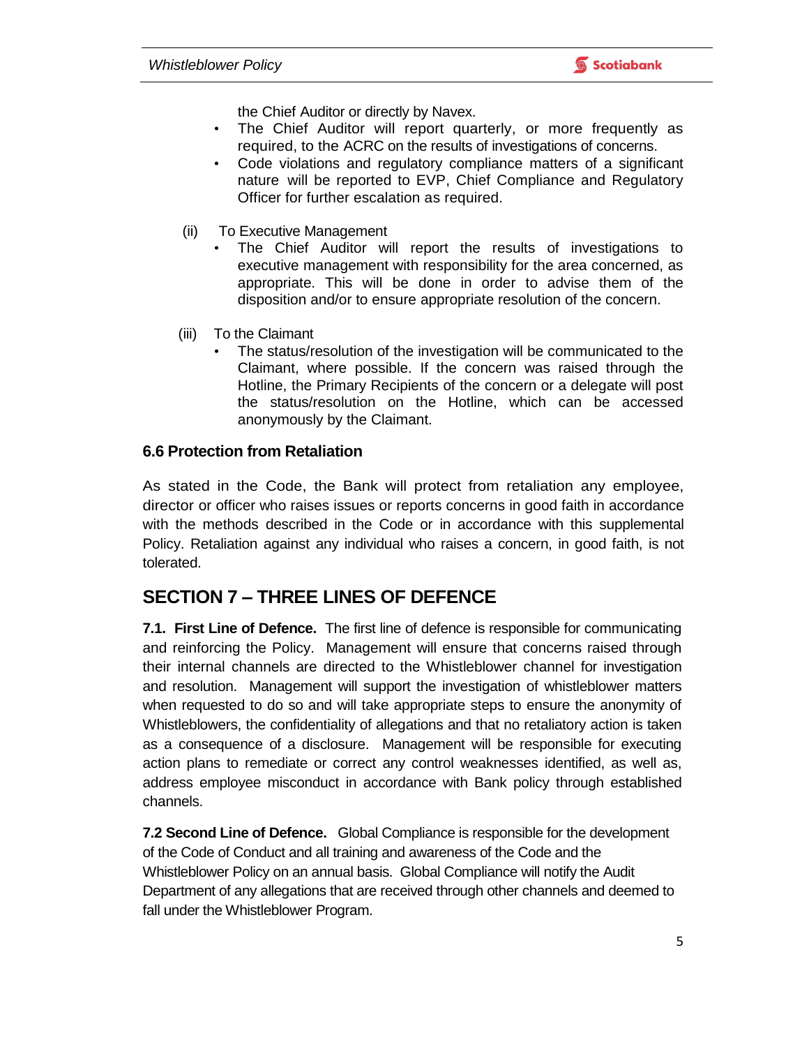the Chief Auditor or directly by Navex.

- The Chief Auditor will report quarterly, or more frequently as required, to the ACRC on the results of investigations of concerns.
- Code violations and regulatory compliance matters of a significant nature will be reported to EVP, Chief Compliance and Regulatory Officer for further escalation as required.

(ii) To Executive Management

- The Chief Auditor will report the results of investigations to executive management with responsibility for the area concerned, as appropriate. This will be done in order to advise them of the disposition and/or to ensure appropriate resolution of the concern.

(iii) To the Claimant

- The status/resolution of the investigation will be communicated to the Claimant, where possible. If the concern was raised through the Hotline, the Primary Recipients of the concern or a delegate will post the status/resolution on the Hotline, which can be accessed anonymously by the Claimant.

### 6.6 Protection from Retaliation

As stated in the Code, the Bank will protect from retaliation any employee, director or officer who raises issues or reports concerns in good faith in accordance with the methods described in the Code or in accordance with this supplemental Policy. Retaliation against any individual who raises a concern, in good faith, is not tolerated.

## SECTION 7 – THREE LINES OF DEFENCE

**7.1. First Line of Defence.** The first line of defence is responsible for communicating and reinforcing the Policy. Management will ensure that concerns raised through their internal channels are directed to the Whistleblower channel for investigation and resolution. Management will support the investigation of whistleblower matters when requested to do so and will take appropriate steps to ensure the anonymity of Whistleblowers, the confidentiality of allegations and that no retaliatory action is taken as a consequence of a disclosure. Management will be responsible for executing action plans to remediate or correct any control weaknesses identified, as well as, address employee misconduct in accordance with Bank policy through established channels.

**7.2 Second Line of Defence.** Global Compliance is responsible for the development of the Code of Conduct and all training and awareness of the Code and the Whistleblower Policy on an annual basis. Global Compliance will notify the Audit Department of any allegations that are received through other channels and deemed to fall under the Whistleblower Program.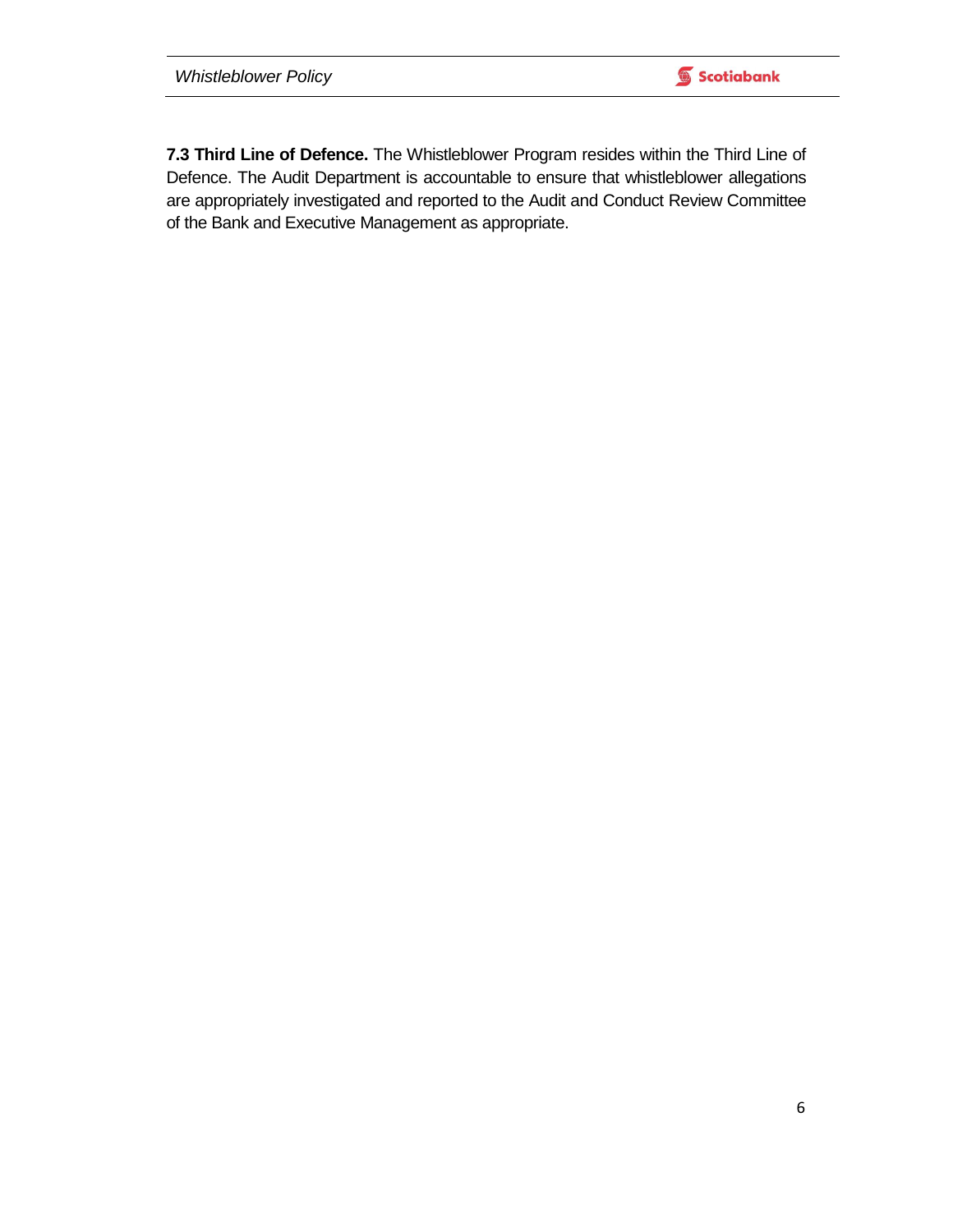**7.3 Third Line of Defence.** The Whistleblower Program resides within the Third Line of Defence. The Audit Department is accountable to ensure that whistleblower allegations are appropriately investigated and reported to the Audit and Conduct Review Committee of the Bank and Executive Management as appropriate.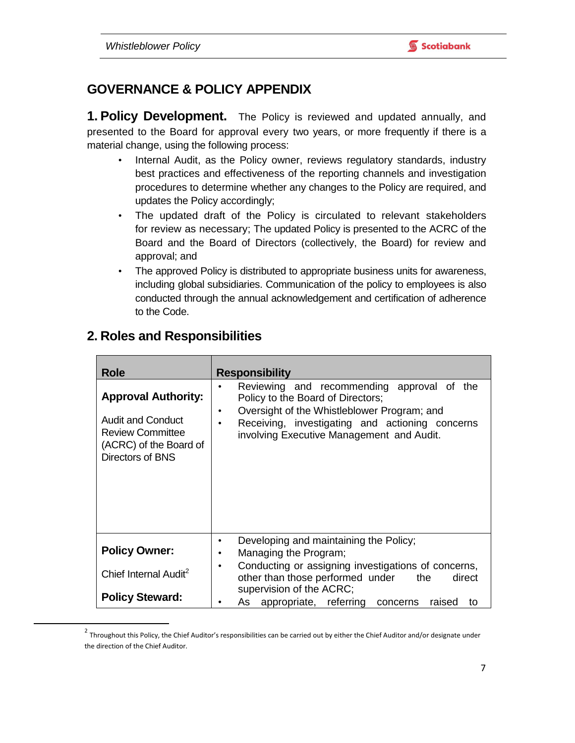# GOVERNANCE & POLICY APPENDIX

**1. Policy Development.** The Policy is reviewed and updated annually, and presented to the Board for approval every two years, or more frequently if there is a material change, using the following process:

- Internal Audit, as the Policy owner, reviews regulatory standards, industry best practices and effectiveness of the reporting channels and investigation procedures to determine whether any changes to the Policy are required, and updates the Policy accordingly;
- The updated draft of the Policy is circulated to relevant stakeholders for review as necessary; The updated Policy is presented to the ACRC of the Board and the Board of Directors (collectively, the Board) for review and approval; and
- The approved Policy is distributed to appropriate business units for awareness, including global subsidiaries. Communication of the policy to employees is also conducted through the annual acknowledgement and certification of adherence to the Code.

## 2. Roles and Responsibilities

| Role | Responsibility |
|---|---|
| **Approval Authority:**<br><br>Audit and Conduct Review Committee (ACRC) of the Board of Directors of BNS | • Reviewing and recommending approval of the Policy to the Board of Directors;<br>• Oversight of the Whistleblower Program; and<br>• Receiving, investigating and actioning concerns involving Executive Management and Audit. |
| **Policy Owner:**<br><br>Chief Internal Audit[2]<br><br>**Policy Steward:** | • Developing and maintaining the Policy;<br>• Managing the Program;<br>• Conducting or assigning investigations of concerns, other than those performed under the direct supervision of the ACRC;<br>• As appropriate, referring concerns raised to |

[2] Throughout this Policy, the Chief Auditor's responsibilities can be carried out by either the Chief Auditor and/or designate under the direction of the Chief Auditor.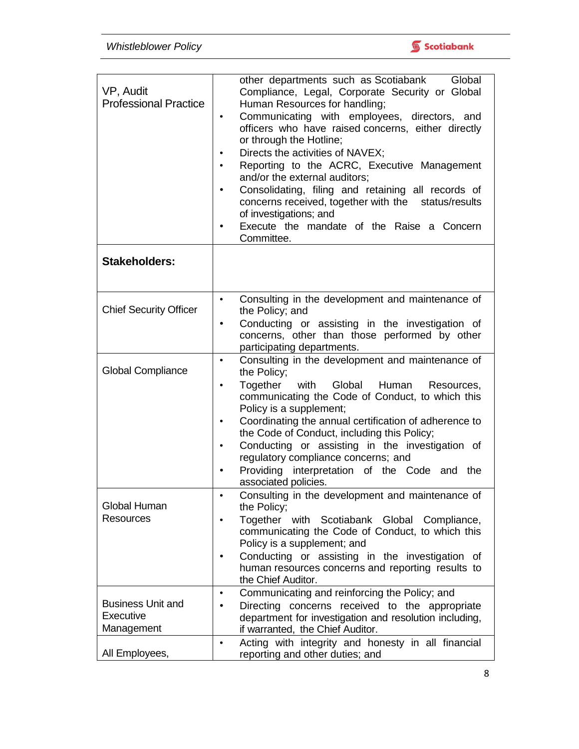| | |
|---|---|
| VP, Audit Professional Practice | other departments such as Scotiabank Global Compliance, Legal, Corporate Security or Global Human Resources for handling;<br>• Communicating with employees, directors, and officers who have raised concerns, either directly or through the Hotline;<br>• Directs the activities of NAVEX;<br>• Reporting to the ACRC, Executive Management and/or the external auditors;<br>• Consolidating, filing and retaining all records of concerns received, together with the status/results of investigations; and<br>• Execute the mandate of the Raise a Concern Committee. |
| **Stakeholders:** | |
| Chief Security Officer | • Consulting in the development and maintenance of the Policy; and<br>• Conducting or assisting in the investigation of concerns, other than those performed by other participating departments. |
| Global Compliance | • Consulting in the development and maintenance of the Policy;<br>• Together with Global Human Resources, communicating the Code of Conduct, to which this Policy is a supplement;<br>• Coordinating the annual certification of adherence to the Code of Conduct, including this Policy;<br>• Conducting or assisting in the investigation of regulatory compliance concerns; and<br>• Providing interpretation of the Code and the associated policies. |
| Global Human Resources | • Consulting in the development and maintenance of the Policy;<br>• Together with Scotiabank Global Compliance, communicating the Code of Conduct, to which this Policy is a supplement; and<br>• Conducting or assisting in the investigation of human resources concerns and reporting results to the Chief Auditor. |
| Business Unit and Executive Management | • Communicating and reinforcing the Policy; and<br>• Directing concerns received to the appropriate department for investigation and resolution including, if warranted, the Chief Auditor. |
| All Employees, | • Acting with integrity and honesty in all financial reporting and other duties; and |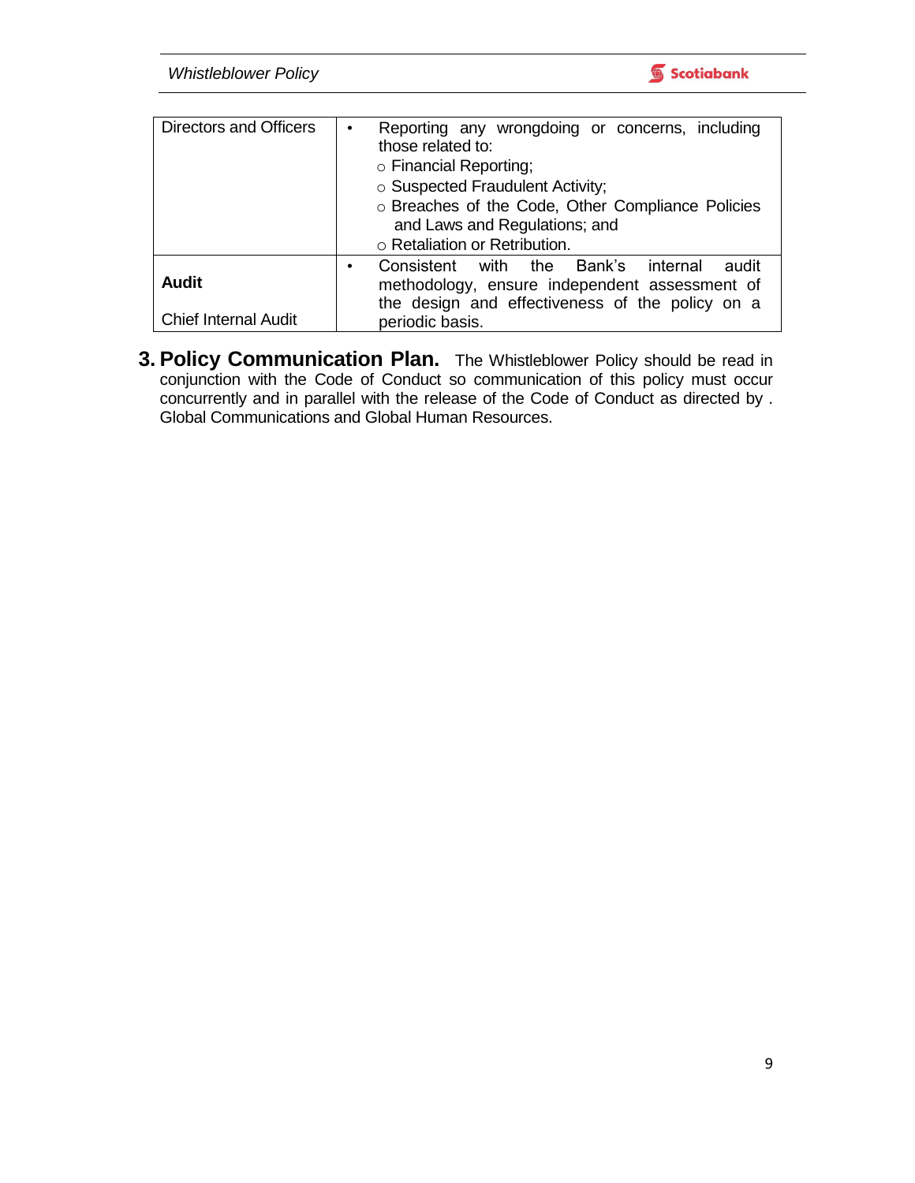| | |
|---|---|
| Directors and Officers | • Reporting any wrongdoing or concerns, including those related to:<br>○ Financial Reporting;<br>○ Suspected Fraudulent Activity;<br>○ Breaches of the Code, Other Compliance Policies and Laws and Regulations; and<br>○ Retaliation or Retribution. |
| **Audit**<br><br>Chief Internal Audit | • Consistent with the Bank's internal audit methodology, ensure independent assessment of the design and effectiveness of the policy on a periodic basis. |

**3. Policy Communication Plan.** The Whistleblower Policy should be read in conjunction with the Code of Conduct so communication of this policy must occur concurrently and in parallel with the release of the Code of Conduct as directed by . Global Communications and Global Human Resources.